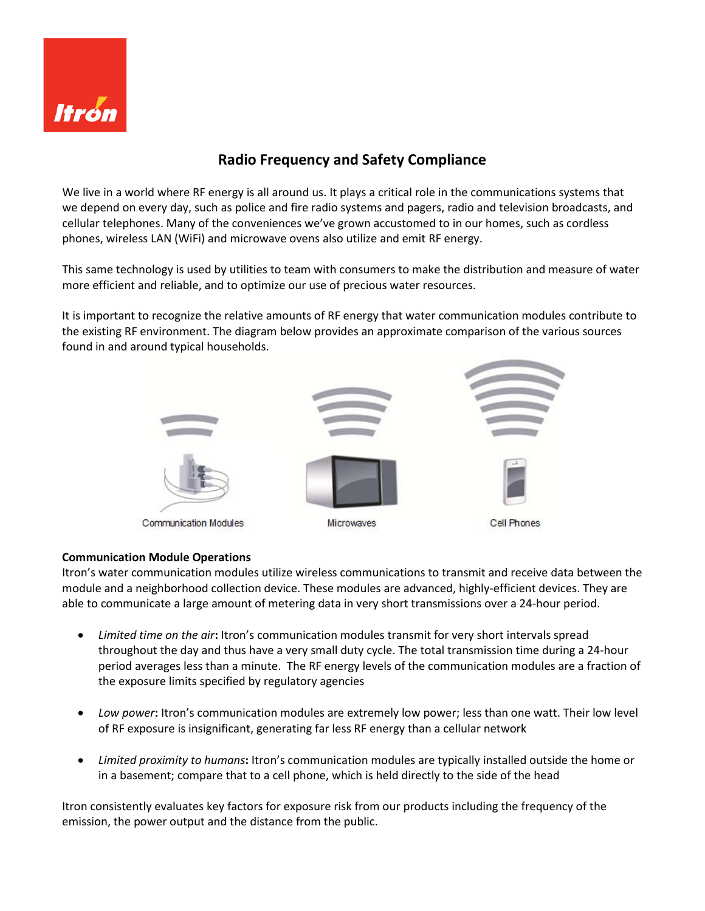# Radio Frequency and Safety Compliance

We live in a world where RF energy is all around us. It plays a critical role in the communications systems that we depend on every day, such as police and fire radio systems and pagers, radio and television broadcasts, and cellular telephones. Many of the conveniences we've grown accustomed to in our homes, such as cordless phones, wireless LAN (WiFi) and microwave ovens also utilize and emit RF energy.

This same technology is used by utilities to team with consumers to make the distribution and measure of water more efficient and reliable, and to optimize our use of precious water resources.

It is important to recognize the relative amounts of RF energy that water communication modules contribute to the existing RF environment. The diagram below provides an approximate comparison of the various sources found in and around typical households.

Communication Modules    Microwaves    Cell Phones

**Communication Module Operations**

Itron's water communication modules utilize wireless communications to transmit and receive data between the module and a neighborhood collection device. These modules are advanced, highly-efficient devices. They are able to communicate a large amount of metering data in very short transmissions over a 24-hour period.

- *Limited time on the air***:** Itron's communication modules transmit for very short intervals spread throughout the day and thus have a very small duty cycle. The total transmission time during a 24-hour period averages less than a minute. The RF energy levels of the communication modules are a fraction of the exposure limits specified by regulatory agencies

- *Low power***:** Itron's communication modules are extremely low power; less than one watt. Their low level of RF exposure is insignificant, generating far less RF energy than a cellular network

- *Limited proximity to humans***:** Itron's communication modules are typically installed outside the home or in a basement; compare that to a cell phone, which is held directly to the side of the head

Itron consistently evaluates key factors for exposure risk from our products including the frequency of the emission, the power output and the distance from the public.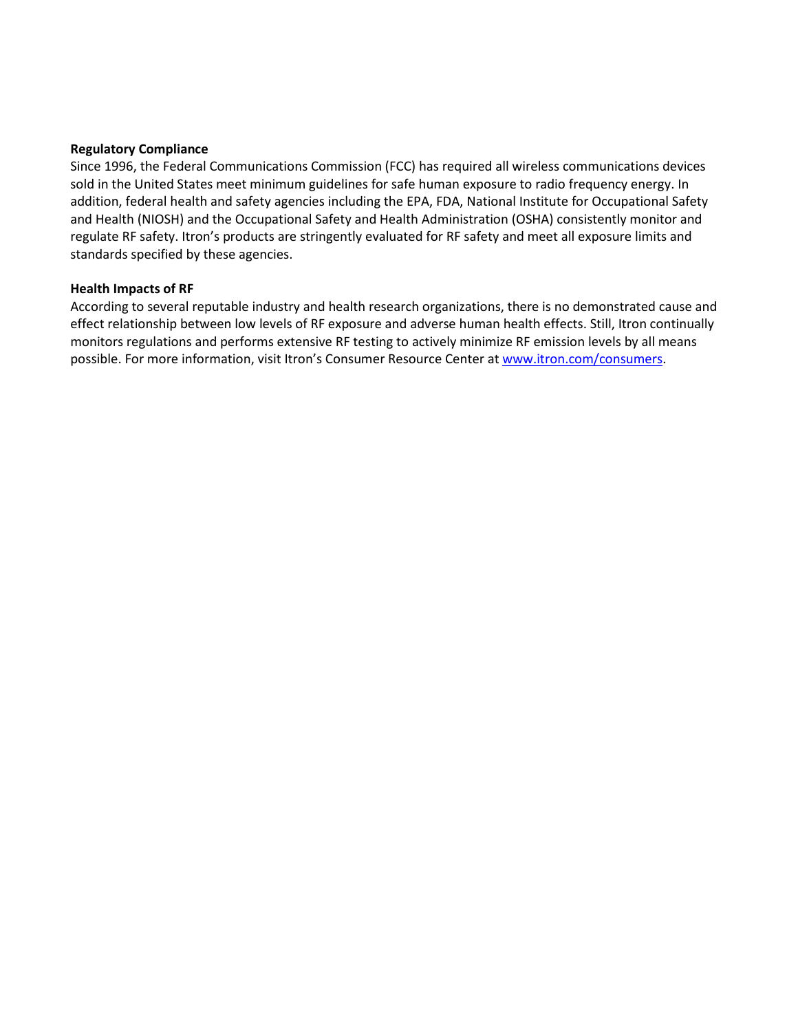**Regulatory Compliance**

Since 1996, the Federal Communications Commission (FCC) has required all wireless communications devices sold in the United States meet minimum guidelines for safe human exposure to radio frequency energy. In addition, federal health and safety agencies including the EPA, FDA, National Institute for Occupational Safety and Health (NIOSH) and the Occupational Safety and Health Administration (OSHA) consistently monitor and regulate RF safety. Itron's products are stringently evaluated for RF safety and meet all exposure limits and standards specified by these agencies.

**Health Impacts of RF**

According to several reputable industry and health research organizations, there is no demonstrated cause and effect relationship between low levels of RF exposure and adverse human health effects. Still, Itron continually monitors regulations and performs extensive RF testing to actively minimize RF emission levels by all means possible. For more information, visit Itron's Consumer Resource Center at [www.itron.com/consumers](http://www.itron.com/consumers).